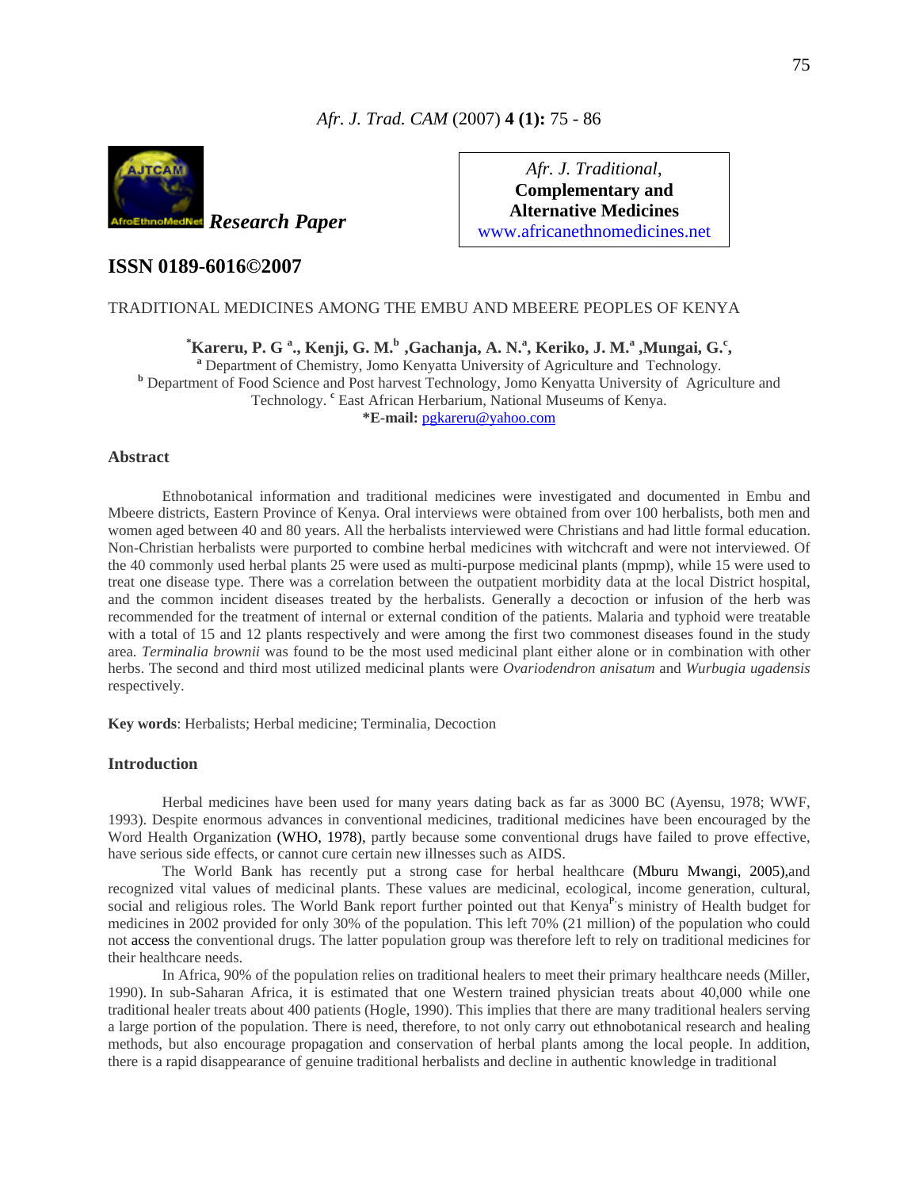Research Paper

Afr. J. Traditional, **Complementary and Alternative Medicines**
www.africanethnomedicines.net

## ISSN 0189-6016©2007

# TRADITIONAL MEDICINES AMONG THE EMBU AND MBEERE PEOPLES OF KENYA

**[*]Kareru, P. G [a]., Kenji, G. M.[b] ,Gachanja, A. N.[a], Keriko, J. M.[a] ,Mungai, G.[c],**

[a] Department of Chemistry, Jomo Kenyatta University of Agriculture and Technology.
[b] Department of Food Science and Post harvest Technology, Jomo Kenyatta University of Agriculture and Technology. [c] East African Herbarium, National Museums of Kenya.
**\*E-mail:** pgkareru@yahoo.com

## Abstract

Ethnobotanical information and traditional medicines were investigated and documented in Embu and Mbeere districts, Eastern Province of Kenya. Oral interviews were obtained from over 100 herbalists, both men and women aged between 40 and 80 years. All the herbalists interviewed were Christians and had little formal education. Non-Christian herbalists were purported to combine herbal medicines with witchcraft and were not interviewed. Of the 40 commonly used herbal plants 25 were used as multi-purpose medicinal plants (mpmp), while 15 were used to treat one disease type. There was a correlation between the outpatient morbidity data at the local District hospital, and the common incident diseases treated by the herbalists. Generally a decoction or infusion of the herb was recommended for the treatment of internal or external condition of the patients. Malaria and typhoid were treatable with a total of 15 and 12 plants respectively and were among the first two commonest diseases found in the study area. *Terminalia brownii* was found to be the most used medicinal plant either alone or in combination with other herbs. The second and third most utilized medicinal plants were *Ovariodendron anisatum* and *Wurbugia ugadensis* respectively.

**Key words**: Herbalists; Herbal medicine; Terminalia, Decoction

## Introduction

Herbal medicines have been used for many years dating back as far as 3000 BC (Ayensu, 1978; WWF, 1993). Despite enormous advances in conventional medicines, traditional medicines have been encouraged by the Word Health Organization (WHO, 1978), partly because some conventional drugs have failed to prove effective, have serious side effects, or cannot cure certain new illnesses such as AIDS.

The World Bank has recently put a strong case for herbal healthcare (Mburu Mwangi, 2005),and recognized vital values of medicinal plants. These values are medicinal, ecological, income generation, cultural, social and religious roles. The World Bank report further pointed out that Kenya's ministry of Health budget for medicines in 2002 provided for only 30% of the population. This left 70% (21 million) of the population who could not access the conventional drugs. The latter population group was therefore left to rely on traditional medicines for their healthcare needs.

In Africa, 90% of the population relies on traditional healers to meet their primary healthcare needs (Miller, 1990). In sub-Saharan Africa, it is estimated that one Western trained physician treats about 40,000 while one traditional healer treats about 400 patients (Hogle, 1990). This implies that there are many traditional healers serving a large portion of the population. There is need, therefore, to not only carry out ethnobotanical research and healing methods, but also encourage propagation and conservation of herbal plants among the local people. In addition, there is a rapid disappearance of genuine traditional herbalists and decline in authentic knowledge in traditional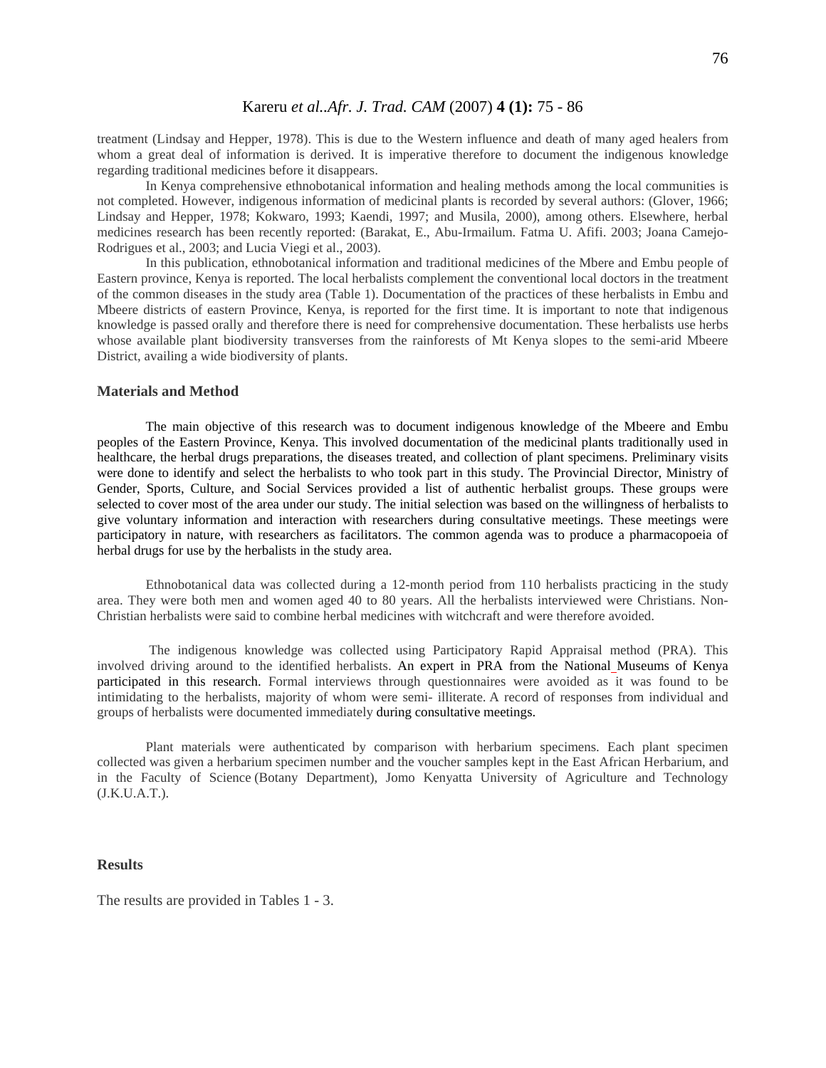treatment (Lindsay and Hepper, 1978). This is due to the Western influence and death of many aged healers from whom a great deal of information is derived. It is imperative therefore to document the indigenous knowledge regarding traditional medicines before it disappears.

In Kenya comprehensive ethnobotanical information and healing methods among the local communities is not completed. However, indigenous information of medicinal plants is recorded by several authors: (Glover, 1966; Lindsay and Hepper, 1978; Kokwaro, 1993; Kaendi, 1997; and Musila, 2000), among others. Elsewhere, herbal medicines research has been recently reported: (Barakat, E., Abu-Irmailum. Fatma U. Afifi. 2003; Joana Camejo-Rodrigues et al., 2003; and Lucia Viegi et al., 2003).

In this publication, ethnobotanical information and traditional medicines of the Mbere and Embu people of Eastern province, Kenya is reported. The local herbalists complement the conventional local doctors in the treatment of the common diseases in the study area (Table 1). Documentation of the practices of these herbalists in Embu and Mbeere districts of eastern Province, Kenya, is reported for the first time. It is important to note that indigenous knowledge is passed orally and therefore there is need for comprehensive documentation. These herbalists use herbs whose available plant biodiversity transverses from the rainforests of Mt Kenya slopes to the semi-arid Mbeere District, availing a wide biodiversity of plants.

## Materials and Method

The main objective of this research was to document indigenous knowledge of the Mbeere and Embu peoples of the Eastern Province, Kenya. This involved documentation of the medicinal plants traditionally used in healthcare, the herbal drugs preparations, the diseases treated, and collection of plant specimens. Preliminary visits were done to identify and select the herbalists to who took part in this study. The Provincial Director, Ministry of Gender, Sports, Culture, and Social Services provided a list of authentic herbalist groups. These groups were selected to cover most of the area under our study. The initial selection was based on the willingness of herbalists to give voluntary information and interaction with researchers during consultative meetings. These meetings were participatory in nature, with researchers as facilitators. The common agenda was to produce a pharmacopoeia of herbal drugs for use by the herbalists in the study area.

Ethnobotanical data was collected during a 12-month period from 110 herbalists practicing in the study area. They were both men and women aged 40 to 80 years. All the herbalists interviewed were Christians. Non-Christian herbalists were said to combine herbal medicines with witchcraft and were therefore avoided.

The indigenous knowledge was collected using Participatory Rapid Appraisal method (PRA). This involved driving around to the identified herbalists. An expert in PRA from the National Museums of Kenya participated in this research. Formal interviews through questionnaires were avoided as it was found to be intimidating to the herbalists, majority of whom were semi- illiterate. A record of responses from individual and groups of herbalists were documented immediately during consultative meetings.

Plant materials were authenticated by comparison with herbarium specimens. Each plant specimen collected was given a herbarium specimen number and the voucher samples kept in the East African Herbarium, and in the Faculty of Science (Botany Department), Jomo Kenyatta University of Agriculture and Technology (J.K.U.A.T.).

## Results

The results are provided in Tables 1 - 3.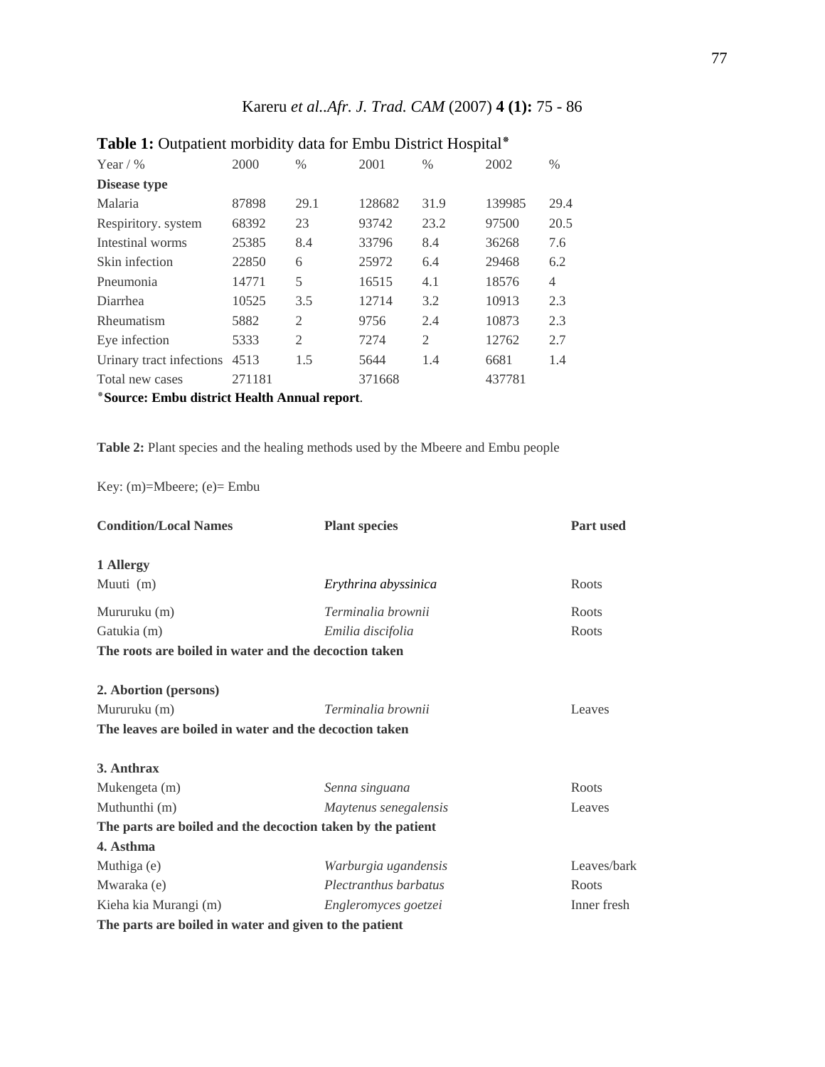**Table 1:** Outpatient morbidity data for Embu District Hospital*

| Year / % | 2000 | % | 2001 | % | 2002 | % |
|---|---|---|---|---|---|---|
| **Disease type** | | | | | | |
| Malaria | 87898 | 29.1 | 128682 | 31.9 | 139985 | 29.4 |
| Respiritory. system | 68392 | 23 | 93742 | 23.2 | 97500 | 20.5 |
| Intestinal worms | 25385 | 8.4 | 33796 | 8.4 | 36268 | 7.6 |
| Skin infection | 22850 | 6 | 25972 | 6.4 | 29468 | 6.2 |
| Pneumonia | 14771 | 5 | 16515 | 4.1 | 18576 | 4 |
| Diarrhea | 10525 | 3.5 | 12714 | 3.2 | 10913 | 2.3 |
| Rheumatism | 5882 | 2 | 9756 | 2.4 | 10873 | 2.3 |
| Eye infection | 5333 | 2 | 7274 | 2 | 12762 | 2.7 |
| Urinary tract infections | 4513 | 1.5 | 5644 | 1.4 | 6681 | 1.4 |
| Total new cases | 271181 | | 371668 | | 437781 | |

***Source: Embu district Health Annual report**.

**Table 2:** Plant species and the healing methods used by the Mbeere and Embu people

Key: (m)=Mbeere; (e)= Embu

| **Condition/Local Names** | **Plant species** | **Part used** |
|---|---|---|
| **1 Allergy** | | |
| Muuti (m) | *Erythrina abyssinica* | Roots |
| Mururuku (m) | *Terminalia brownii* | Roots |
| Gatukia (m) | *Emilia discifolia* | Roots |
| **The roots are boiled in water and the decoction taken** | | |
| **2. Abortion (persons)** | | |
| Mururuku (m) | *Terminalia brownii* | Leaves |
| **The leaves are boiled in water and the decoction taken** | | |
| **3. Anthrax** | | |
| Mukengeta (m) | *Senna singuana* | Roots |
| Muthunthi (m) | *Maytenus senegalensis* | Leaves |
| **The parts are boiled and the decoction taken by the patient** | | |
| **4. Asthma** | | |
| Muthiga (e) | *Warburgia ugandensis* | Leaves/bark |
| Mwaraka (e) | *Plectranthus barbatus* | Roots |
| Kieha kia Murangi (m) | *Engleromyces goetzei* | Inner fresh |
| **The parts are boiled in water and given to the patient** | | |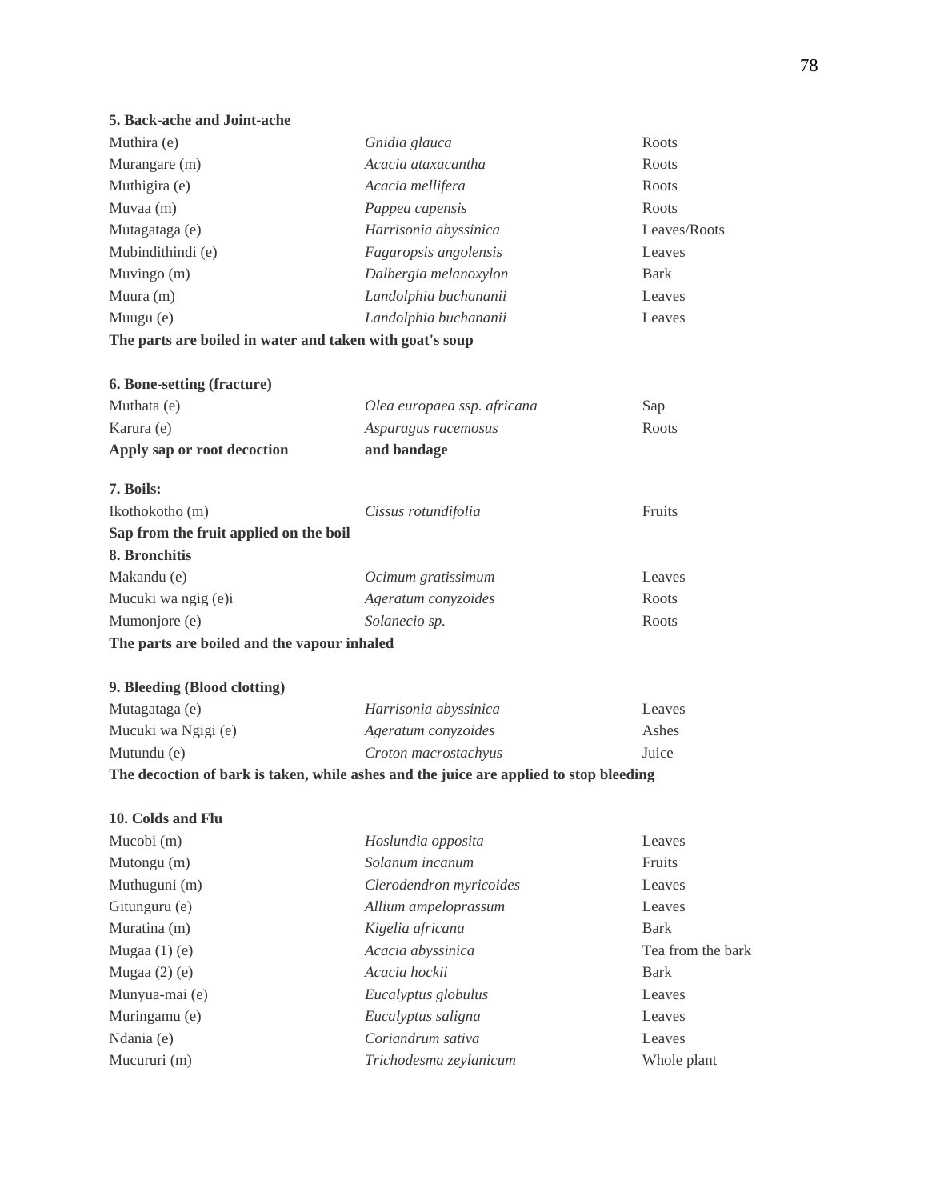**5. Back-ache and Joint-ache**

| | | |
|---|---|---|
| Muthira (e) | *Gnidia glauca* | Roots |
| Murangare (m) | *Acacia ataxacantha* | Roots |
| Muthigira (e) | *Acacia mellifera* | Roots |
| Muvaa (m) | *Pappea capensis* | Roots |
| Mutagataga (e) | *Harrisonia abyssinica* | Leaves/Roots |
| Mubindithindi (e) | *Fagaropsis angolensis* | Leaves |
| Muvingo (m) | *Dalbergia melanoxylon* | Bark |
| Muura (m) | *Landolphia buchananii* | Leaves |
| Muugu (e) | *Landolphia buchananii* | Leaves |

**The parts are boiled in water and taken with goat's soup**

**6. Bone-setting (fracture)**

| | | |
|---|---|---|
| Muthata (e) | *Olea europaea ssp. africana* | Sap |
| Karura (e) | *Asparagus racemosus* | Roots |

**Apply sap or root decoction and bandage**

**7. Boils:**

| | | |
|---|---|---|
| Ikothokotho (m) | *Cissus rotundifolia* | Fruits |

**Sap from the fruit applied on the boil**

**8. Bronchitis**

| | | |
|---|---|---|
| Makandu (e) | *Ocimum gratissimum* | Leaves |
| Mucuki wa ngig (e)i | *Ageratum conyzoides* | Roots |
| Mumonjore (e) | *Solanecio sp.* | Roots |

**The parts are boiled and the vapour inhaled**

**9. Bleeding (Blood clotting)**

| | | |
|---|---|---|
| Mutagataga (e) | *Harrisonia abyssinica* | Leaves |
| Mucuki wa Ngigi (e) | *Ageratum conyzoides* | Ashes |
| Mutundu (e) | *Croton macrostachyus* | Juice |

**The decoction of bark is taken, while ashes and the juice are applied to stop bleeding**

**10. Colds and Flu**

| | | |
|---|---|---|
| Mucobi (m) | *Hoslundia opposita* | Leaves |
| Mutongu (m) | *Solanum incanum* | Fruits |
| Muthuguni (m) | *Clerodendron myricoides* | Leaves |
| Gitunguru (e) | *Allium ampeloprassum* | Leaves |
| Muratina (m) | *Kigelia africana* | Bark |
| Mugaa (1) (e) | *Acacia abyssinica* | Tea from the bark |
| Mugaa (2) (e) | *Acacia hockii* | Bark |
| Munyua-mai (e) | *Eucalyptus globulus* | Leaves |
| Muringamu (e) | *Eucalyptus saligna* | Leaves |
| Ndania (e) | *Coriandrum sativa* | Leaves |
| Mucururi (m) | *Trichodesma zeylanicum* | Whole plant |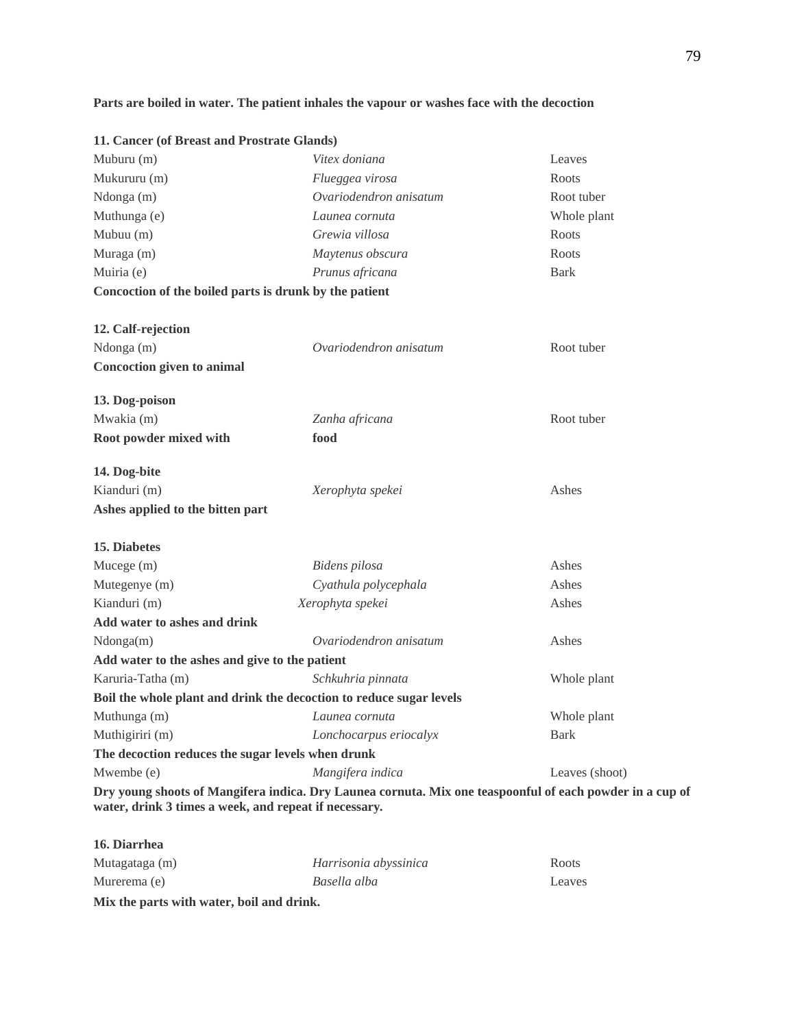**Parts are boiled in water. The patient inhales the vapour or washes face with the decoction**

**11. Cancer (of Breast and Prostrate Glands)**

| | | |
|---|---|---|
| Muburu (m) | *Vitex doniana* | Leaves |
| Mukururu (m) | *Flueggea virosa* | Roots |
| Ndonga (m) | *Ovariodendron anisatum* | Root tuber |
| Muthunga (e) | *Launea cornuta* | Whole plant |
| Mubuu (m) | *Grewia villosa* | Roots |
| Muraga (m) | *Maytenus obscura* | Roots |
| Muiria (e) | *Prunus africana* | Bark |

**Concoction of the boiled parts is drunk by the patient**

**12. Calf-rejection**

| | | |
|---|---|---|
| Ndonga (m) | *Ovariodendron anisatum* | Root tuber |

**Concoction given to animal**

**13. Dog-poison**

| | | |
|---|---|---|
| Mwakia (m) | *Zanha africana* | Root tuber |

**Root powder mixed with food**

**14. Dog-bite**

| | | |
|---|---|---|
| Kianduri (m) | *Xerophyta spekei* | Ashes |

**Ashes applied to the bitten part**

**15. Diabetes**

| | | |
|---|---|---|
| Mucege (m) | *Bidens pilosa* | Ashes |
| Mutegenye (m) | *Cyathula polycephala* | Ashes |
| Kianduri (m) | *Xerophyta spekei* | Ashes |

**Add water to ashes and drink**

| | | |
|---|---|---|
| Ndonga(m) | *Ovariodendron anisatum* | Ashes |

**Add water to the ashes and give to the patient**

| | | |
|---|---|---|
| Karuria-Tatha (m) | *Schkuhria pinnata* | Whole plant |

**Boil the whole plant and drink the decoction to reduce sugar levels**

| | | |
|---|---|---|
| Muthunga (m) | *Launea cornuta* | Whole plant |
| Muthigiriri (m) | *Lonchocarpus eriocalyx* | Bark |

**The decoction reduces the sugar levels when drunk**

| | | |
|---|---|---|
| Mwembe (e) | *Mangifera indica* | Leaves (shoot) |

**Dry young shoots of Mangifera indica. Dry Launea cornuta. Mix one teaspoonful of each powder in a cup of water, drink 3 times a week, and repeat if necessary.**

**16. Diarrhea**

| | | |
|---|---|---|
| Mutagataga (m) | *Harrisonia abyssinica* | Roots |
| Murerema (e) | *Basella alba* | Leaves |

**Mix the parts with water, boil and drink.**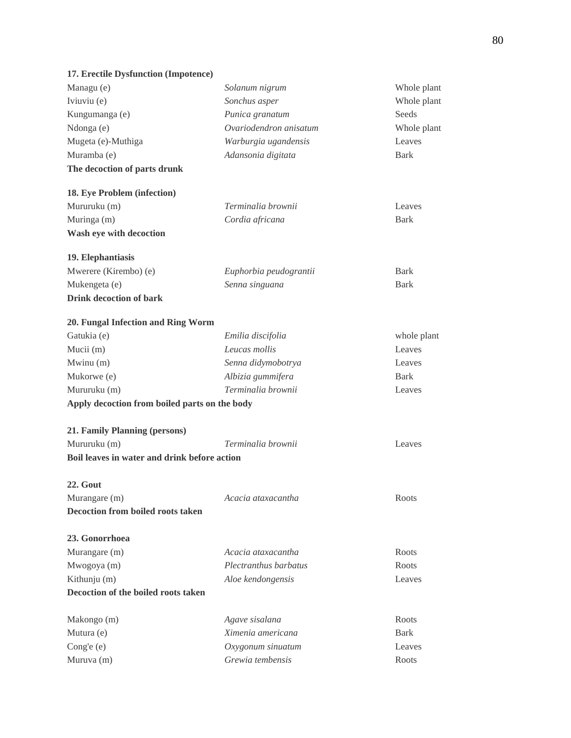**17. Erectile Dysfunction (Impotence)**

| | | |
|---|---|---|
| Managu (e) | *Solanum nigrum* | Whole plant |
| Iviuviu (e) | *Sonchus asper* | Whole plant |
| Kungumanga (e) | *Punica granatum* | Seeds |
| Ndonga (e) | *Ovariodendron anisatum* | Whole plant |
| Mugeta (e)-Muthiga | *Warburgia ugandensis* | Leaves |
| Muramba (e) | *Adansonia digitata* | Bark |

**The decoction of parts drunk**

**18. Eye Problem (infection)**

| | | |
|---|---|---|
| Mururuku (m) | *Terminalia brownii* | Leaves |
| Muringa (m) | *Cordia africana* | Bark |

**Wash eye with decoction**

**19. Elephantiasis**

| | | |
|---|---|---|
| Mwerere (Kirembo) (e) | *Euphorbia peudograntii* | Bark |
| Mukengeta (e) | *Senna singuana* | Bark |

**Drink decoction of bark**

**20. Fungal Infection and Ring Worm**

| | | |
|---|---|---|
| Gatukia (e) | *Emilia discifolia* | whole plant |
| Mucii (m) | *Leucas mollis* | Leaves |
| Mwinu (m) | *Senna didymobotrya* | Leaves |
| Mukorwe (e) | *Albizia gummifera* | Bark |
| Mururuku (m) | *Terminalia brownii* | Leaves |

**Apply decoction from boiled parts on the body**

**21. Family Planning (persons)**

| | | |
|---|---|---|
| Mururuku (m) | *Terminalia brownii* | Leaves |

**Boil leaves in water and drink before action**

**22. Gout**

| | | |
|---|---|---|
| Murangare (m) | *Acacia ataxacantha* | Roots |

**Decoction from boiled roots taken**

**23. Gonorrhoea**

| | | |
|---|---|---|
| Murangare (m) | *Acacia ataxacantha* | Roots |
| Mwogoya (m) | *Plectranthus barbatus* | Roots |
| Kithunju (m) | *Aloe kendongensis* | Leaves |

**Decoction of the boiled roots taken**

| | | |
|---|---|---|
| Makongo (m) | *Agave sisalana* | Roots |
| Mutura (e) | *Ximenia americana* | Bark |
| Cong'e (e) | *Oxygonum sinuatum* | Leaves |
| Muruva (m) | *Grewia tembensis* | Roots |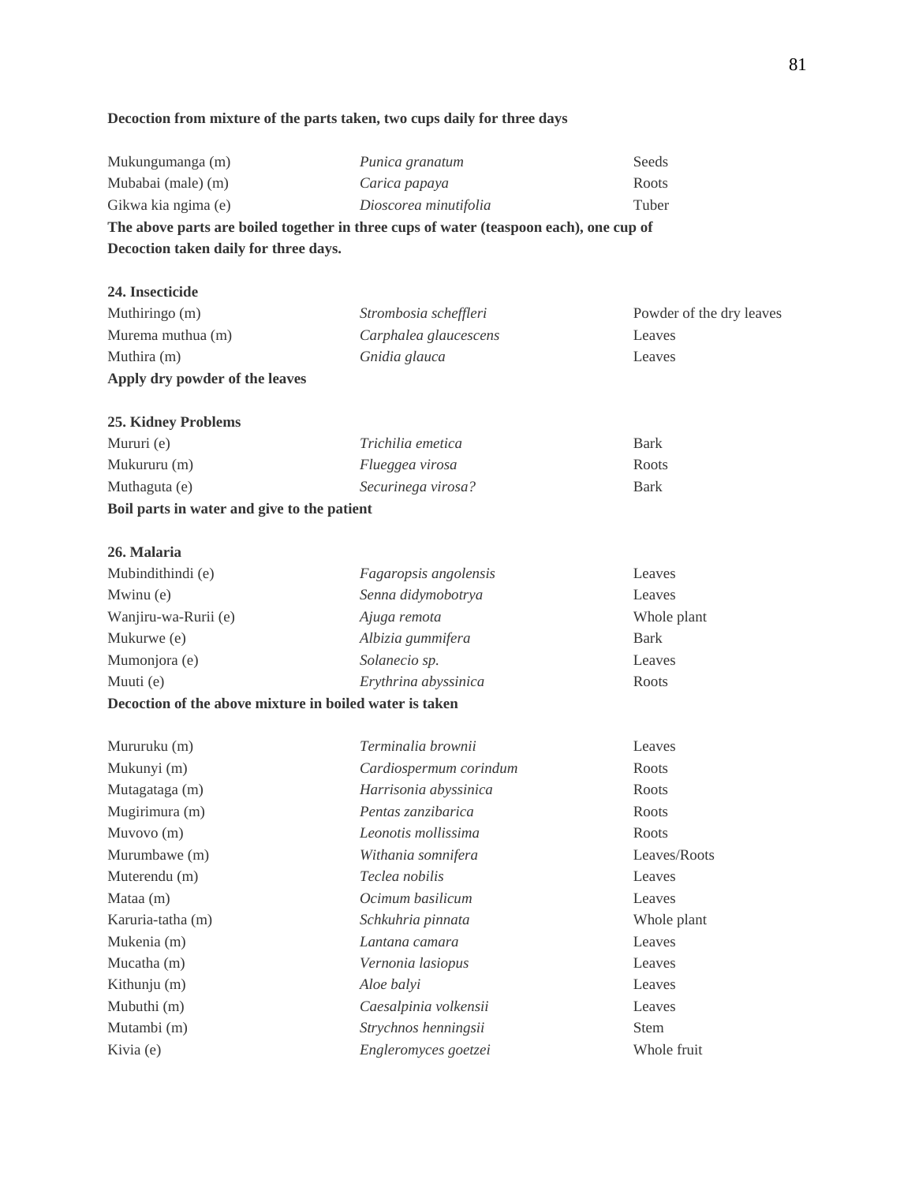**Decoction from mixture of the parts taken, two cups daily for three days**

| | | |
|---|---|---|
| Mukungumanga (m) | *Punica granatum* | Seeds |
| Mubabai (male) (m) | *Carica papaya* | Roots |
| Gikwa kia ngima (e) | *Dioscorea minutifolia* | Tuber |

**The above parts are boiled together in three cups of water (teaspoon each), one cup of Decoction taken daily for three days.**

**24. Insecticide**

| | | |
|---|---|---|
| Muthiringo (m) | *Strombosia scheffleri* | Powder of the dry leaves |
| Murema muthua (m) | *Carphalea glaucescens* | Leaves |
| Muthira (m) | *Gnidia glauca* | Leaves |

**Apply dry powder of the leaves**

**25. Kidney Problems**

| | | |
|---|---|---|
| Mururi (e) | *Trichilia emetica* | Bark |
| Mukururu (m) | *Flueggea virosa* | Roots |
| Muthaguta (e) | *Securinega virosa?* | Bark |

**Boil parts in water and give to the patient**

**26. Malaria**

| | | |
|---|---|---|
| Mubindithindi (e) | *Fagaropsis angolensis* | Leaves |
| Mwinu (e) | *Senna didymobotrya* | Leaves |
| Wanjiru-wa-Rurii (e) | *Ajuga remota* | Whole plant |
| Mukurwe (e) | *Albizia gummifera* | Bark |
| Mumonjora (e) | *Solanecio sp.* | Leaves |
| Muuti (e) | *Erythrina abyssinica* | Roots |

**Decoction of the above mixture in boiled water is taken**

| | | |
|---|---|---|
| Mururuku (m) | *Terminalia brownii* | Leaves |
| Mukunyi (m) | *Cardiospermum corindum* | Roots |
| Mutagataga (m) | *Harrisonia abyssinica* | Roots |
| Mugirimura (m) | *Pentas zanzibarica* | Roots |
| Muvovo (m) | *Leonotis mollissima* | Roots |
| Murumbawe (m) | *Withania somnifera* | Leaves/Roots |
| Muterendu (m) | *Teclea nobilis* | Leaves |
| Mataa (m) | *Ocimum basilicum* | Leaves |
| Karuria-tatha (m) | *Schkuhria pinnata* | Whole plant |
| Mukenia (m) | *Lantana camara* | Leaves |
| Mucatha (m) | *Vernonia lasiopus* | Leaves |
| Kithunju (m) | *Aloe balyi* | Leaves |
| Mubuthi (m) | *Caesalpinia volkensii* | Leaves |
| Mutambi (m) | *Strychnos henningsii* | Stem |
| Kivia (e) | *Engleromyces goetzei* | Whole fruit |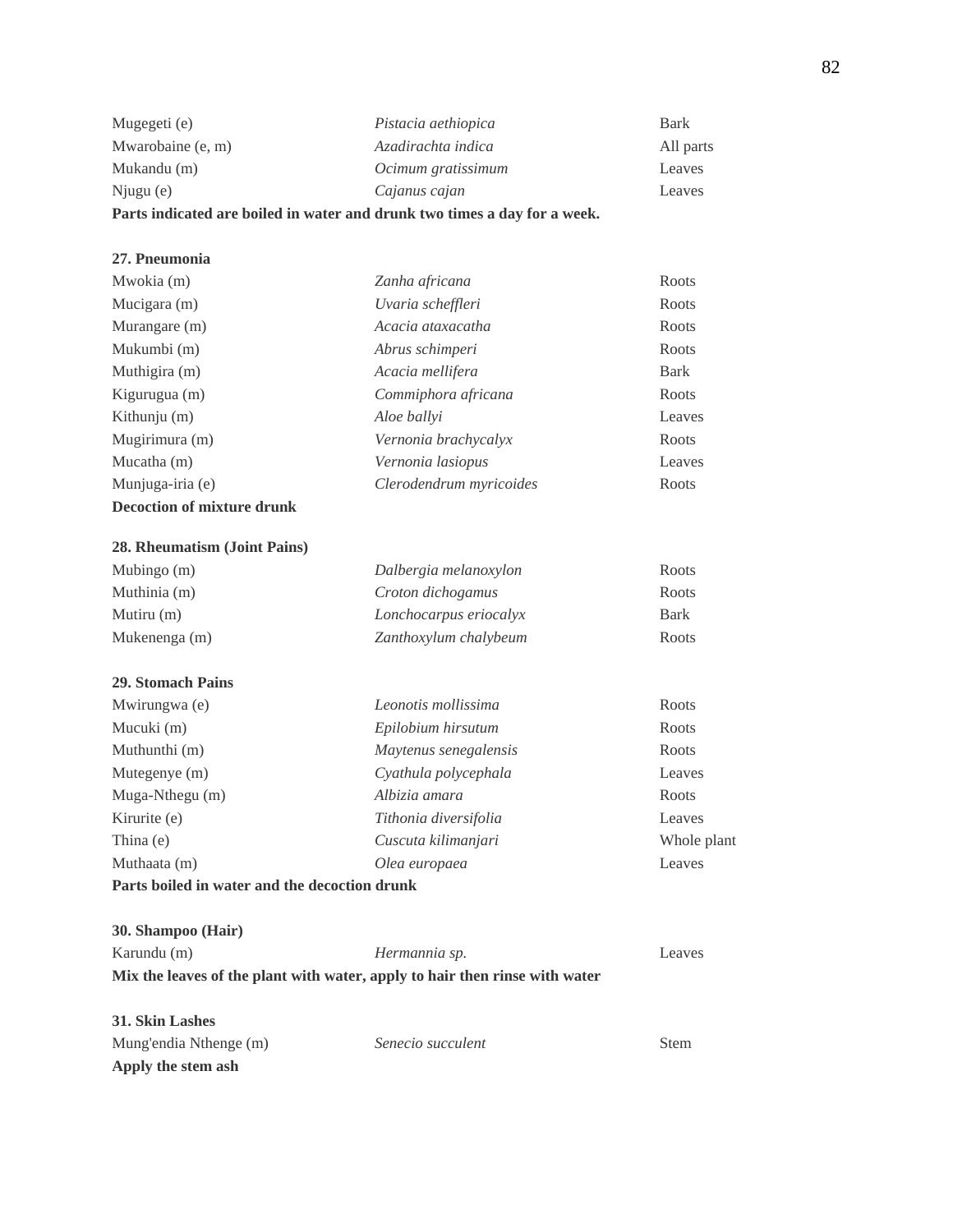| | | |
|---|---|---|
| Mugegeti (e) | *Pistacia aethiopica* | Bark |
| Mwarobaine (e, m) | *Azadirachta indica* | All parts |
| Mukandu (m) | *Ocimum gratissimum* | Leaves |
| Njugu (e) | *Cajanus cajan* | Leaves |

**Parts indicated are boiled in water and drunk two times a day for a week.**

**27. Pneumonia**

| | | |
|---|---|---|
| Mwokia (m) | *Zanha africana* | Roots |
| Mucigara (m) | *Uvaria scheffleri* | Roots |
| Murangare (m) | *Acacia ataxacatha* | Roots |
| Mukumbi (m) | *Abrus schimperi* | Roots |
| Muthigira (m) | *Acacia mellifera* | Bark |
| Kigurugua (m) | *Commiphora africana* | Roots |
| Kithunju (m) | *Aloe ballyi* | Leaves |
| Mugirimura (m) | *Vernonia brachycalyx* | Roots |
| Mucatha (m) | *Vernonia lasiopus* | Leaves |
| Munjuga-iria (e) | *Clerodendrum myricoides* | Roots |

**Decoction of mixture drunk**

**28. Rheumatism (Joint Pains)**

| | | |
|---|---|---|
| Mubingo (m) | *Dalbergia melanoxylon* | Roots |
| Muthinia (m) | *Croton dichogamus* | Roots |
| Mutiru (m) | *Lonchocarpus eriocalyx* | Bark |
| Mukenenga (m) | *Zanthoxylum chalybeum* | Roots |

**29. Stomach Pains**

| | | |
|---|---|---|
| Mwirungwa (e) | *Leonotis mollissima* | Roots |
| Mucuki (m) | *Epilobium hirsutum* | Roots |
| Muthunthi (m) | *Maytenus senegalensis* | Roots |
| Mutegenye (m) | *Cyathula polycephala* | Leaves |
| Muga-Nthegu (m) | *Albizia amara* | Roots |
| Kirurite (e) | *Tithonia diversifolia* | Leaves |
| Thina (e) | *Cuscuta kilimanjari* | Whole plant |
| Muthaata (m) | *Olea europaea* | Leaves |

**Parts boiled in water and the decoction drunk**

**30. Shampoo (Hair)**

| | | |
|---|---|---|
| Karundu (m) | *Hermannia sp.* | Leaves |

**Mix the leaves of the plant with water, apply to hair then rinse with water**

**31. Skin Lashes**

| | | |
|---|---|---|
| Mung'endia Nthenge (m) | *Senecio succulent* | Stem |

**Apply the stem ash**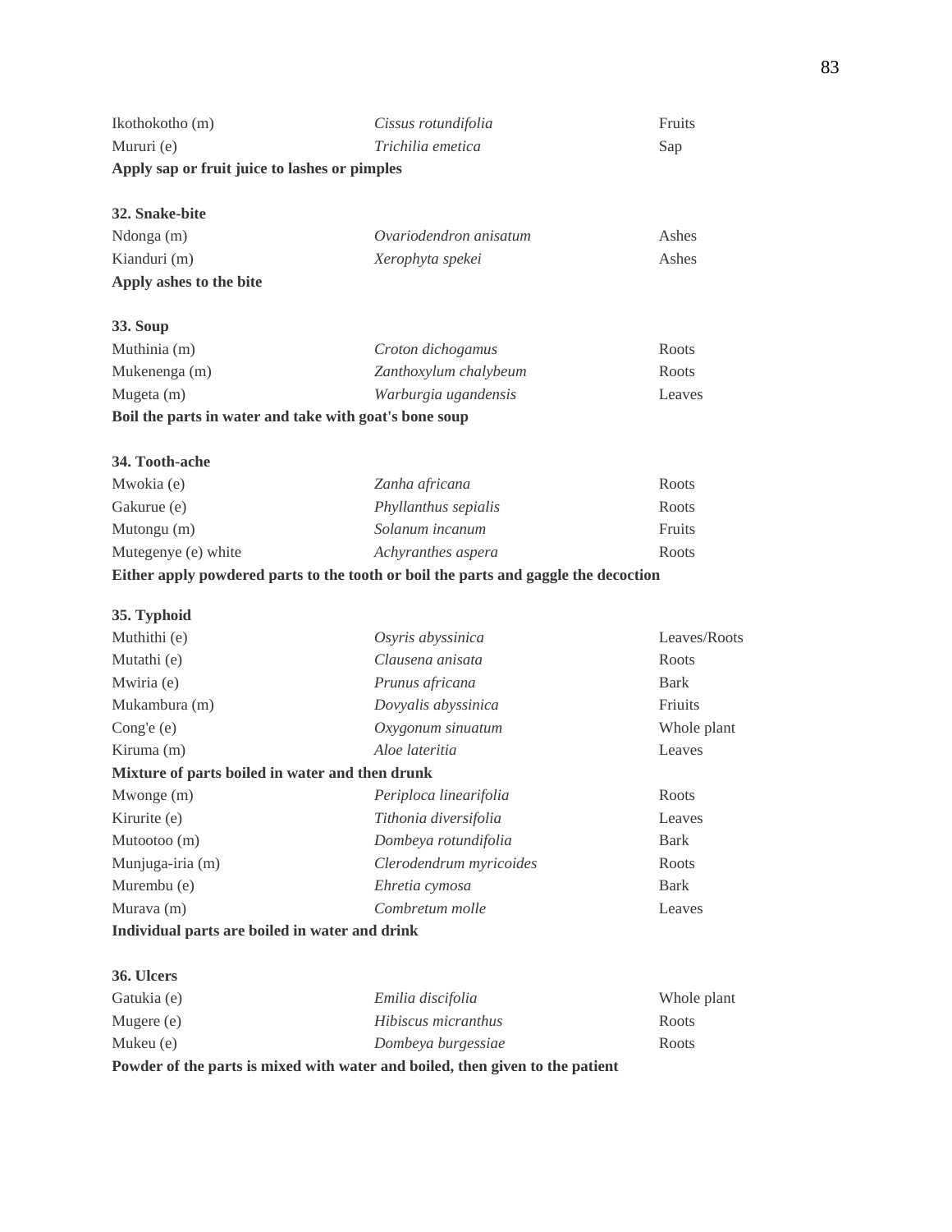| | | |
|---|---|---|
| Ikothokotho (m) | *Cissus rotundifolia* | Fruits |
| Mururi (e) | *Trichilia emetica* | Sap |

**Apply sap or fruit juice to lashes or pimples**

**32. Snake-bite**

| | | |
|---|---|---|
| Ndonga (m) | *Ovariodendron anisatum* | Ashes |
| Kianduri (m) | *Xerophyta spekei* | Ashes |

**Apply ashes to the bite**

**33. Soup**

| | | |
|---|---|---|
| Muthinia (m) | *Croton dichogamus* | Roots |
| Mukenenga (m) | *Zanthoxylum chalybeum* | Roots |
| Mugeta (m) | *Warburgia ugandensis* | Leaves |

**Boil the parts in water and take with goat's bone soup**

**34. Tooth-ache**

| | | |
|---|---|---|
| Mwokia (e) | *Zanha africana* | Roots |
| Gakurue (e) | *Phyllanthus sepialis* | Roots |
| Mutongu (m) | *Solanum incanum* | Fruits |
| Mutegenye (e) white | *Achyranthes aspera* | Roots |

**Either apply powdered parts to the tooth or boil the parts and gaggle the decoction**

**35. Typhoid**

| | | |
|---|---|---|
| Muthithi (e) | *Osyris abyssinica* | Leaves/Roots |
| Mutathi (e) | *Clausena anisata* | Roots |
| Mwiria (e) | *Prunus africana* | Bark |
| Mukambura (m) | *Dovyalis abyssinica* | Friuits |
| Cong'e (e) | *Oxygonum sinuatum* | Whole plant |
| Kiruma (m) | *Aloe lateritia* | Leaves |

**Mixture of parts boiled in water and then drunk**

| | | |
|---|---|---|
| Mwonge (m) | *Periploca linearifolia* | Roots |
| Kirurite (e) | *Tithonia diversifolia* | Leaves |
| Mutootoo (m) | *Dombeya rotundifolia* | Bark |
| Munjuga-iria (m) | *Clerodendrum myricoides* | Roots |
| Murembu (e) | *Ehretia cymosa* | Bark |
| Murava (m) | *Combretum molle* | Leaves |

**Individual parts are boiled in water and drink**

**36. Ulcers**

| | | |
|---|---|---|
| Gatukia (e) | *Emilia discifolia* | Whole plant |
| Mugere (e) | *Hibiscus micranthus* | Roots |
| Mukeu (e) | *Dombeya burgessiae* | Roots |

**Powder of the parts is mixed with water and boiled, then given to the patient**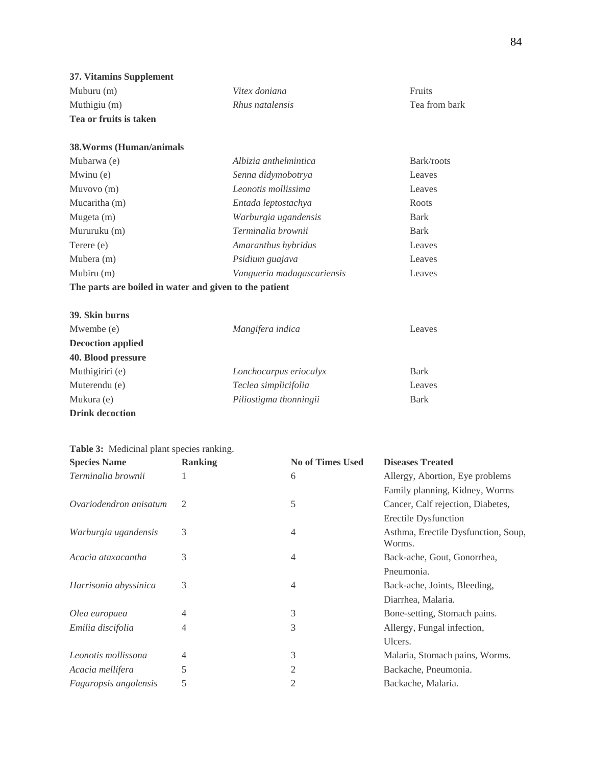**37. Vitamins Supplement**

| | | |
|---|---|---|
| Muburu (m) | *Vitex doniana* | Fruits |
| Muthigiu (m) | *Rhus natalensis* | Tea from bark |

**Tea or fruits is taken**

**38.Worms (Human/animals**

| | | |
|---|---|---|
| Mubarwa (e) | *Albizia anthelmintica* | Bark/roots |
| Mwinu (e) | *Senna didymobotrya* | Leaves |
| Muvovo (m) | *Leonotis mollissima* | Leaves |
| Mucaritha (m) | *Entada leptostachya* | Roots |
| Mugeta (m) | *Warburgia ugandensis* | Bark |
| Mururuku (m) | *Terminalia brownii* | Bark |
| Terere (e) | *Amaranthus hybridus* | Leaves |
| Mubera (m) | *Psidium guajava* | Leaves |
| Mubiru (m) | *Vangueria madagascariensis* | Leaves |

**The parts are boiled in water and given to the patient**

**39. Skin burns**

| | | |
|---|---|---|
| Mwembe (e) | *Mangifera indica* | Leaves |

**Decoction applied**

**40. Blood pressure**

| | | |
|---|---|---|
| Muthigiriri (e) | *Lonchocarpus eriocalyx* | Bark |
| Muterendu (e) | *Teclea simplicifolia* | Leaves |
| Mukura (e) | *Piliostigma thonningii* | Bark |

**Drink decoction**

**Table 3:** Medicinal plant species ranking.

| Species Name | Ranking | No of Times Used | Diseases Treated |
|---|---|---|---|
| *Terminalia brownii* | 1 | 6 | Allergy, Abortion, Eye problems Family planning, Kidney, Worms |
| *Ovariodendron anisatum* | 2 | 5 | Cancer, Calf rejection, Diabetes, Erectile Dysfunction |
| *Warburgia ugandensis* | 3 | 4 | Asthma, Erectile Dysfunction, Soup, Worms. |
| *Acacia ataxacantha* | 3 | 4 | Back-ache, Gout, Gonorrhea, Pneumonia. |
| *Harrisonia abyssinica* | 3 | 4 | Back-ache, Joints, Bleeding, Diarrhea, Malaria. |
| *Olea europaea* | 4 | 3 | Bone-setting, Stomach pains. |
| *Emilia discifolia* | 4 | 3 | Allergy, Fungal infection, Ulcers. |
| *Leonotis mollissona* | 4 | 3 | Malaria, Stomach pains, Worms. |
| *Acacia mellifera* | 5 | 2 | Backache, Pneumonia. |
| *Fagaropsis angolensis* | 5 | 2 | Backache, Malaria. |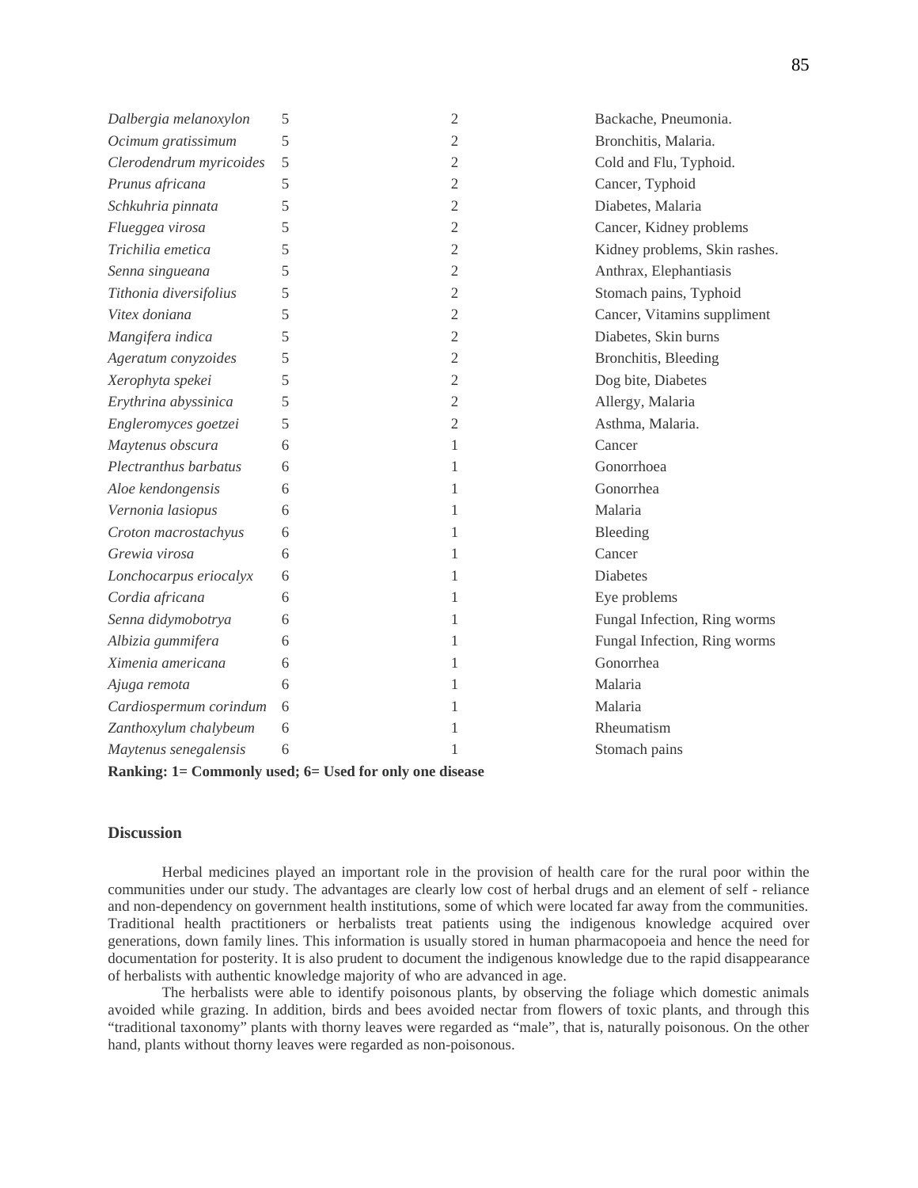| | | | |
|---|---|---|---|
| *Dalbergia melanoxylon* | 5 | 2 | Backache, Pneumonia. |
| *Ocimum gratissimum* | 5 | 2 | Bronchitis, Malaria. |
| *Clerodendrum myricoides* | 5 | 2 | Cold and Flu, Typhoid. |
| *Prunus africana* | 5 | 2 | Cancer, Typhoid |
| *Schkuhria pinnata* | 5 | 2 | Diabetes, Malaria |
| *Flueggea virosa* | 5 | 2 | Cancer, Kidney problems |
| *Trichilia emetica* | 5 | 2 | Kidney problems, Skin rashes. |
| *Senna singueana* | 5 | 2 | Anthrax, Elephantiasis |
| *Tithonia diversifolius* | 5 | 2 | Stomach pains, Typhoid |
| *Vitex doniana* | 5 | 2 | Cancer, Vitamins suppliment |
| *Mangifera indica* | 5 | 2 | Diabetes, Skin burns |
| *Ageratum conyzoides* | 5 | 2 | Bronchitis, Bleeding |
| *Xerophyta spekei* | 5 | 2 | Dog bite, Diabetes |
| *Erythrina abyssinica* | 5 | 2 | Allergy, Malaria |
| *Engleromyces goetzei* | 5 | 2 | Asthma, Malaria. |
| *Maytenus obscura* | 6 | 1 | Cancer |
| *Plectranthus barbatus* | 6 | 1 | Gonorrhoea |
| *Aloe kendongensis* | 6 | 1 | Gonorrhea |
| *Vernonia lasiopus* | 6 | 1 | Malaria |
| *Croton macrostachyus* | 6 | 1 | Bleeding |
| *Grewia virosa* | 6 | 1 | Cancer |
| *Lonchocarpus eriocalyx* | 6 | 1 | Diabetes |
| *Cordia africana* | 6 | 1 | Eye problems |
| *Senna didymobotrya* | 6 | 1 | Fungal Infection, Ring worms |
| *Albizia gummifera* | 6 | 1 | Fungal Infection, Ring worms |
| *Ximenia americana* | 6 | 1 | Gonorrhea |
| *Ajuga remota* | 6 | 1 | Malaria |
| *Cardiospermum corindum* | 6 | 1 | Malaria |
| *Zanthoxylum chalybeum* | 6 | 1 | Rheumatism |
| *Maytenus senegalensis* | 6 | 1 | Stomach pains |

**Ranking: 1= Commonly used; 6= Used for only one disease**

## Discussion

Herbal medicines played an important role in the provision of health care for the rural poor within the communities under our study. The advantages are clearly low cost of herbal drugs and an element of self - reliance and non-dependency on government health institutions, some of which were located far away from the communities. Traditional health practitioners or herbalists treat patients using the indigenous knowledge acquired over generations, down family lines. This information is usually stored in human pharmacopoeia and hence the need for documentation for posterity. It is also prudent to document the indigenous knowledge due to the rapid disappearance of herbalists with authentic knowledge majority of who are advanced in age.

The herbalists were able to identify poisonous plants, by observing the foliage which domestic animals avoided while grazing. In addition, birds and bees avoided nectar from flowers of toxic plants, and through this "traditional taxonomy" plants with thorny leaves were regarded as "male", that is, naturally poisonous. On the other hand, plants without thorny leaves were regarded as non-poisonous.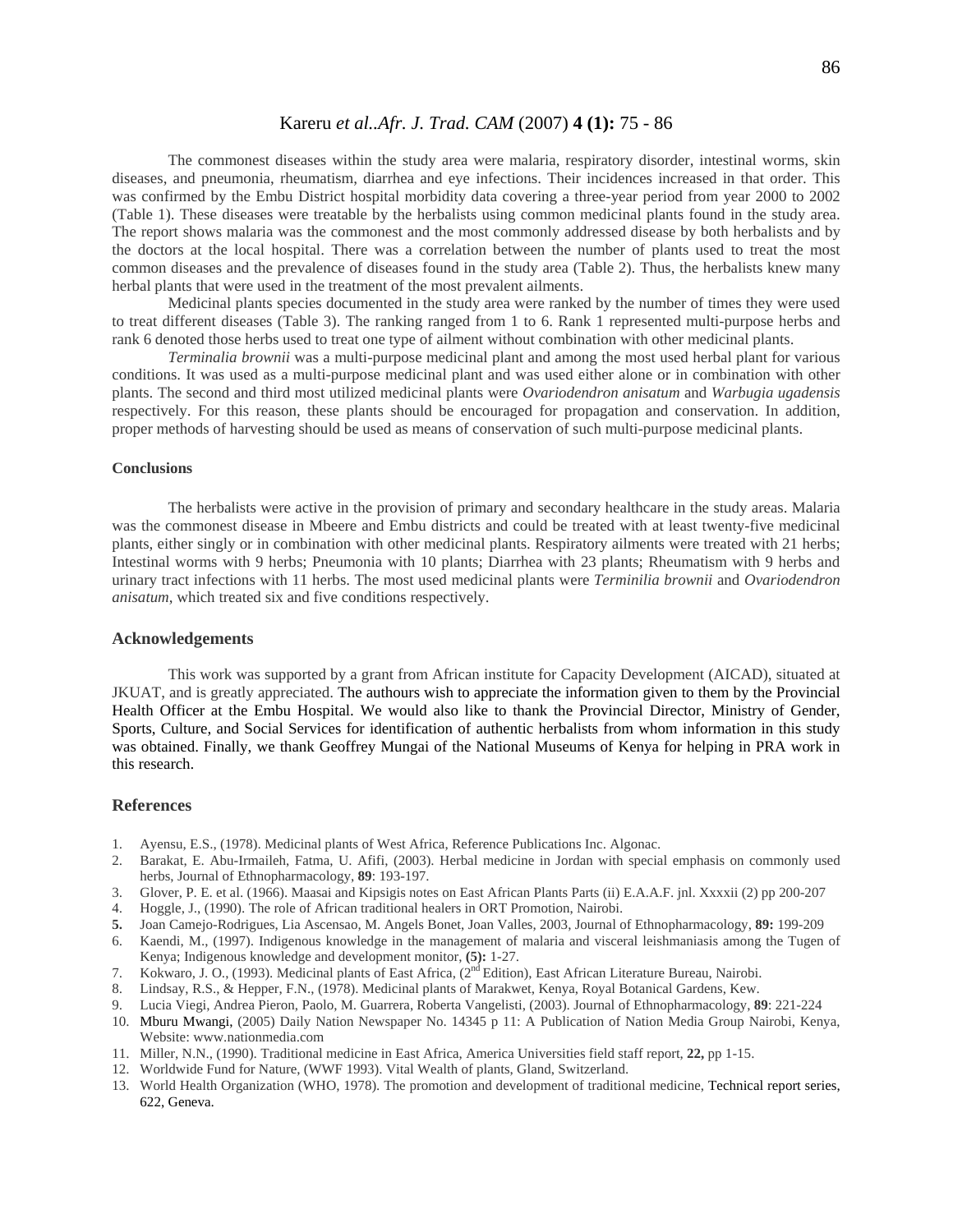The commonest diseases within the study area were malaria, respiratory disorder, intestinal worms, skin diseases, and pneumonia, rheumatism, diarrhea and eye infections. Their incidences increased in that order. This was confirmed by the Embu District hospital morbidity data covering a three-year period from year 2000 to 2002 (Table 1). These diseases were treatable by the herbalists using common medicinal plants found in the study area. The report shows malaria was the commonest and the most commonly addressed disease by both herbalists and by the doctors at the local hospital. There was a correlation between the number of plants used to treat the most common diseases and the prevalence of diseases found in the study area (Table 2). Thus, the herbalists knew many herbal plants that were used in the treatment of the most prevalent ailments.

Medicinal plants species documented in the study area were ranked by the number of times they were used to treat different diseases (Table 3). The ranking ranged from 1 to 6. Rank 1 represented multi-purpose herbs and rank 6 denoted those herbs used to treat one type of ailment without combination with other medicinal plants.

*Terminalia brownii* was a multi-purpose medicinal plant and among the most used herbal plant for various conditions. It was used as a multi-purpose medicinal plant and was used either alone or in combination with other plants. The second and third most utilized medicinal plants were *Ovariodendron anisatum* and *Warbugia ugadensis* respectively. For this reason, these plants should be encouraged for propagation and conservation. In addition, proper methods of harvesting should be used as means of conservation of such multi-purpose medicinal plants.

#### Conclusions

The herbalists were active in the provision of primary and secondary healthcare in the study areas. Malaria was the commonest disease in Mbeere and Embu districts and could be treated with at least twenty-five medicinal plants, either singly or in combination with other medicinal plants. Respiratory ailments were treated with 21 herbs; Intestinal worms with 9 herbs; Pneumonia with 10 plants; Diarrhea with 23 plants; Rheumatism with 9 herbs and urinary tract infections with 11 herbs. The most used medicinal plants were *Terminilia brownii* and *Ovariodendron anisatum*, which treated six and five conditions respectively.

### Acknowledgements

This work was supported by a grant from African institute for Capacity Development (AICAD), situated at JKUAT, and is greatly appreciated. The authours wish to appreciate the information given to them by the Provincial Health Officer at the Embu Hospital. We would also like to thank the Provincial Director, Ministry of Gender, Sports, Culture, and Social Services for identification of authentic herbalists from whom information in this study was obtained. Finally, we thank Geoffrey Mungai of the National Museums of Kenya for helping in PRA work in this research.

### References

1. Ayensu, E.S., (1978). Medicinal plants of West Africa, Reference Publications Inc. Algonac.
2. Barakat, E. Abu-Irmaileh, Fatma, U. Afifi, (2003). Herbal medicine in Jordan with special emphasis on commonly used herbs, Journal of Ethnopharmacology, **89**: 193-197.
3. Glover, P. E. et al. (1966). Maasai and Kipsigis notes on East African Plants Parts (ii) E.A.A.F. jnl. Xxxxii (2) pp 200-207
4. Hoggle, J., (1990). The role of African traditional healers in ORT Promotion, Nairobi.
5. Joan Camejo-Rodrigues, Lia Ascensao, M. Angels Bonet, Joan Valles, 2003, Journal of Ethnopharmacology, **89:** 199-209
6. Kaendi, M., (1997). Indigenous knowledge in the management of malaria and visceral leishmaniasis among the Tugen of Kenya; Indigenous knowledge and development monitor, **(5):** 1-27.
7. Kokwaro, J. O., (1993). Medicinal plants of East Africa, (2nd Edition), East African Literature Bureau, Nairobi.
8. Lindsay, R.S., & Hepper, F.N., (1978). Medicinal plants of Marakwet, Kenya, Royal Botanical Gardens, Kew.
9. Lucia Viegi, Andrea Pieron, Paolo, M. Guarrera, Roberta Vangelisti, (2003). Journal of Ethnopharmacology, **89**: 221-224
10. Mburu Mwangi, (2005) Daily Nation Newspaper No. 14345 p 11: A Publication of Nation Media Group Nairobi, Kenya, Website: www.nationmedia.com
11. Miller, N.N., (1990). Traditional medicine in East Africa, America Universities field staff report, **22,** pp 1-15.
12. Worldwide Fund for Nature, (WWF 1993). Vital Wealth of plants, Gland, Switzerland.
13. World Health Organization (WHO, 1978). The promotion and development of traditional medicine, Technical report series, 622, Geneva.